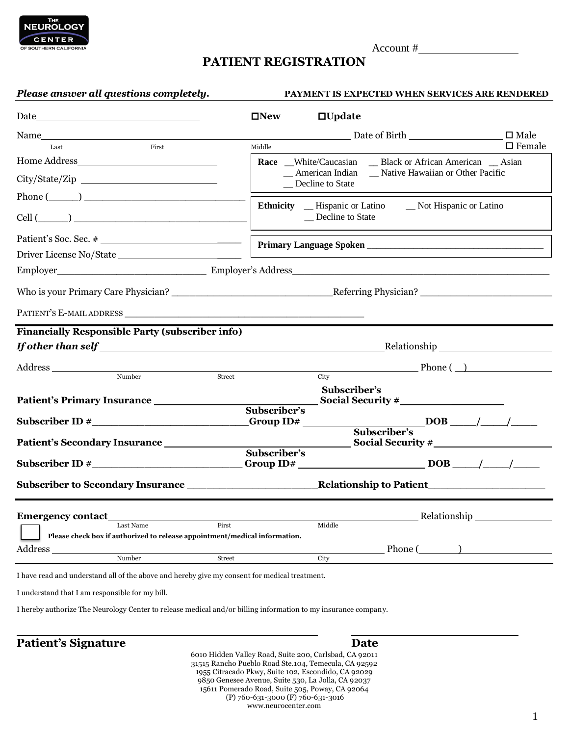THE NEUROLOGY CENTER OF SOUTHERN CALIFORNIA

Account #_______________

# PATIENT REGISTRATION

***Please answer all questions completely.*** **PAYMENT IS EXPECTED WHEN SERVICES ARE RENDERED**

Date___________________________ ☐**New** ☐**Update**

Name_______________________________________________ Date of Birth _______________ ☐ Male ☐ Female

Last First Middle

Home Address________________________

City/State/Zip ________________________

Phone (_____) ___________________________

Cell (_____) ______________________________

**Race** __White/Caucasian __ Black or African American __ Asian __ American Indian __ Native Hawaiian or Other Pacific __ Decline to State

**Ethnicity** __ Hispanic or Latino __ Not Hispanic or Latino __ Decline to State

Patient's Soc. Sec. # ______________________

Driver License No/State ______________________

**Primary Language Spoken** _______________________________

Employer___________________________ Employer's Address_______________________________________________

Who is your Primary Care Physician? ____________________________Referring Physician? ______________________

PATIENT'S E-MAIL ADDRESS _____________________________________________

**Financially Responsible Party (subscriber info)**

***If other than self*** ___________________________________________________Relationship ___________________

Address ___________________________________________________________________ Phone ( __) _______________

Number Street City

**Patient's Primary Insurance** _________________________ **Subscriber's Social Security #**_________________

**Subscriber ID #**________________________**Subscriber's Group ID#** ____________________**DOB** ____/____/____

**Patient's Secondary Insurance** ______________________________ **Subscriber's Social Security #**___________________

**Subscriber ID #**________________________ **Subscriber's Group ID#** ____________________ **DOB** ____/____/____

**Subscriber to Secondary Insurance** ____________________**Relationship to Patient**__________________

**Emergency contact**______________________________________________________ Relationship ______________

Last Name First Middle

☐ **Please check box if authorized to release appointment/medical information.**

Address _______________________________________________________________ Phone (_______) ________________

Number Street City

I have read and understand all of the above and hereby give my consent for medical treatment.

I understand that I am responsible for my bill.

I hereby authorize The Neurology Center to release medical and/or billing information to my insurance company.

______________________________________________ ______________________________

**Patient's Signature** **Date**

6010 Hidden Valley Road, Suite 200, Carlsbad, CA 92011
31515 Rancho Pueblo Road Ste.104, Temecula, CA 92592
1955 Citracado Pkwy, Suite 102, Escondido, CA 92029
9850 Genesee Avenue, Suite 530, La Jolla, CA 92037
15611 Pomerado Road, Suite 505, Poway, CA 92064
(P) 760-631-3000 (F) 760-631-3016
www.neurocenter.com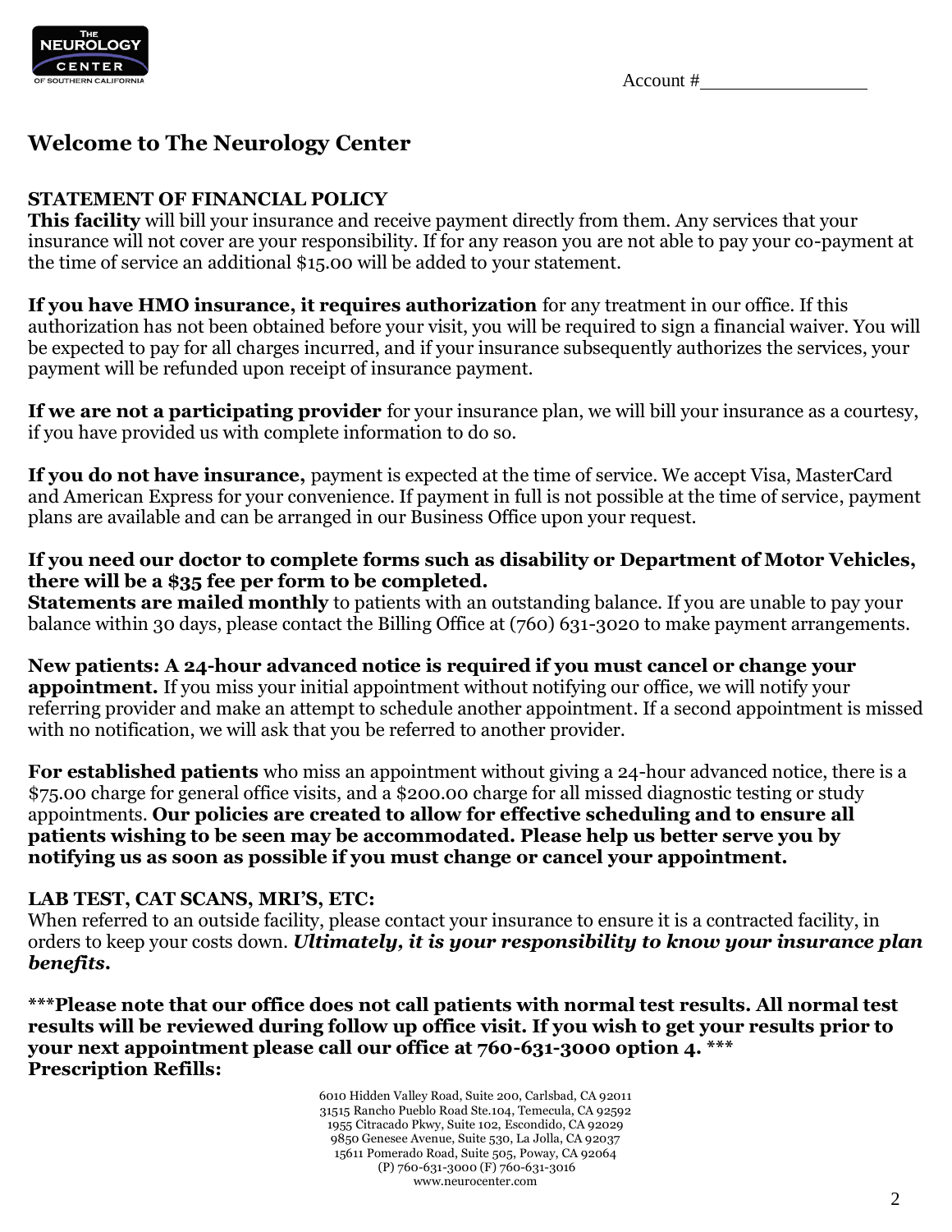Account #________________

## Welcome to The Neurology Center

**STATEMENT OF FINANCIAL POLICY**
**This facility** will bill your insurance and receive payment directly from them. Any services that your insurance will not cover are your responsibility. If for any reason you are not able to pay your co-payment at the time of service an additional $15.00 will be added to your statement.

**If you have HMO insurance, it requires authorization** for any treatment in our office. If this authorization has not been obtained before your visit, you will be required to sign a financial waiver. You will be expected to pay for all charges incurred, and if your insurance subsequently authorizes the services, your payment will be refunded upon receipt of insurance payment.

**If we are not a participating provider** for your insurance plan, we will bill your insurance as a courtesy, if you have provided us with complete information to do so.

**If you do not have insurance,** payment is expected at the time of service. We accept Visa, MasterCard and American Express for your convenience. If payment in full is not possible at the time of service, payment plans are available and can be arranged in our Business Office upon your request.

**If you need our doctor to complete forms such as disability or Department of Motor Vehicles, there will be a $35 fee per form to be completed.**
**Statements are mailed monthly** to patients with an outstanding balance. If you are unable to pay your balance within 30 days, please contact the Billing Office at (760) 631-3020 to make payment arrangements.

**New patients: A 24-hour advanced notice is required if you must cancel or change your appointment.** If you miss your initial appointment without notifying our office, we will notify your referring provider and make an attempt to schedule another appointment. If a second appointment is missed with no notification, we will ask that you be referred to another provider.

**For established patients** who miss an appointment without giving a 24-hour advanced notice, there is a $75.00 charge for general office visits, and a $200.00 charge for all missed diagnostic testing or study appointments. **Our policies are created to allow for effective scheduling and to ensure all patients wishing to be seen may be accommodated. Please help us better serve you by notifying us as soon as possible if you must change or cancel your appointment.**

**LAB TEST, CAT SCANS, MRI'S, ETC:**
When referred to an outside facility, please contact your insurance to ensure it is a contracted facility, in orders to keep your costs down. ***Ultimately, it is your responsibility to know your insurance plan benefits.***

**\*\*\*Please note that our office does not call patients with normal test results. All normal test results will be reviewed during follow up office visit. If you wish to get your results prior to your next appointment please call our office at 760-631-3000 option 4. \*\*\***
**Prescription Refills:**

6010 Hidden Valley Road, Suite 200, Carlsbad, CA 92011
31515 Rancho Pueblo Road Ste.104, Temecula, CA 92592
1955 Citracado Pkwy, Suite 102, Escondido, CA 92029
9850 Genesee Avenue, Suite 530, La Jolla, CA 92037
15611 Pomerado Road, Suite 505, Poway, CA 92064
(P) 760-631-3000 (F) 760-631-3016
www.neurocenter.com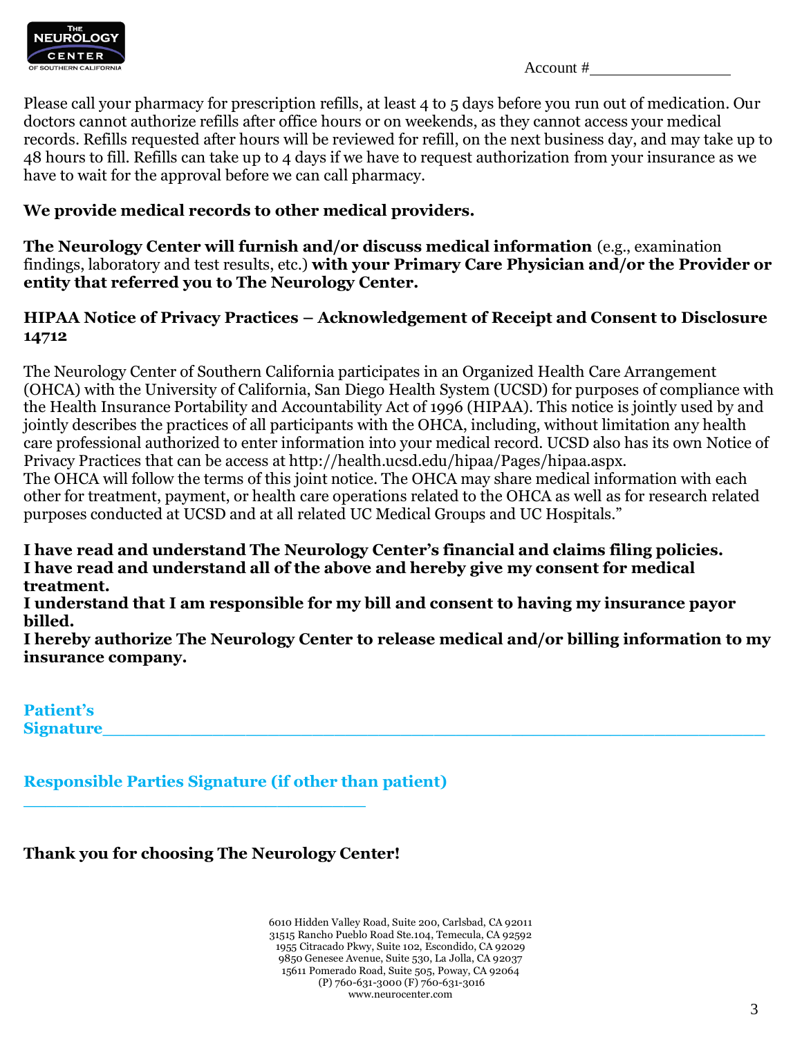Account #________________

Please call your pharmacy for prescription refills, at least 4 to 5 days before you run out of medication. Our doctors cannot authorize refills after office hours or on weekends, as they cannot access your medical records. Refills requested after hours will be reviewed for refill, on the next business day, and may take up to 48 hours to fill. Refills can take up to 4 days if we have to request authorization from your insurance as we have to wait for the approval before we can call pharmacy.

**We provide medical records to other medical providers.**

**The Neurology Center will furnish and/or discuss medical information** (e.g., examination findings, laboratory and test results, etc.) **with your Primary Care Physician and/or the Provider or entity that referred you to The Neurology Center.**

**HIPAA Notice of Privacy Practices – Acknowledgement of Receipt and Consent to Disclosure 14712**

The Neurology Center of Southern California participates in an Organized Health Care Arrangement (OHCA) with the University of California, San Diego Health System (UCSD) for purposes of compliance with the Health Insurance Portability and Accountability Act of 1996 (HIPAA). This notice is jointly used by and jointly describes the practices of all participants with the OHCA, including, without limitation any health care professional authorized to enter information into your medical record. UCSD also has its own Notice of Privacy Practices that can be access at http://health.ucsd.edu/hipaa/Pages/hipaa.aspx.
The OHCA will follow the terms of this joint notice. The OHCA may share medical information with each other for treatment, payment, or health care operations related to the OHCA as well as for research related purposes conducted at UCSD and at all related UC Medical Groups and UC Hospitals."

**I have read and understand The Neurology Center's financial and claims filing policies.**
**I have read and understand all of the above and hereby give my consent for medical treatment.**
**I understand that I am responsible for my bill and consent to having my insurance payor billed.**
**I hereby authorize The Neurology Center to release medical and/or billing information to my insurance company.**

**Patient's Signature**_______________________________________________________________

**Responsible Parties Signature (if other than patient)**
________________________________

**Thank you for choosing The Neurology Center!**

6010 Hidden Valley Road, Suite 200, Carlsbad, CA 92011
31515 Rancho Pueblo Road Ste.104, Temecula, CA 92592
1955 Citracado Pkwy, Suite 102, Escondido, CA 92029
9850 Genesee Avenue, Suite 530, La Jolla, CA 92037
15611 Pomerado Road, Suite 505, Poway, CA 92064
(P) 760-631-3000 (F) 760-631-3016
www.neurocenter.com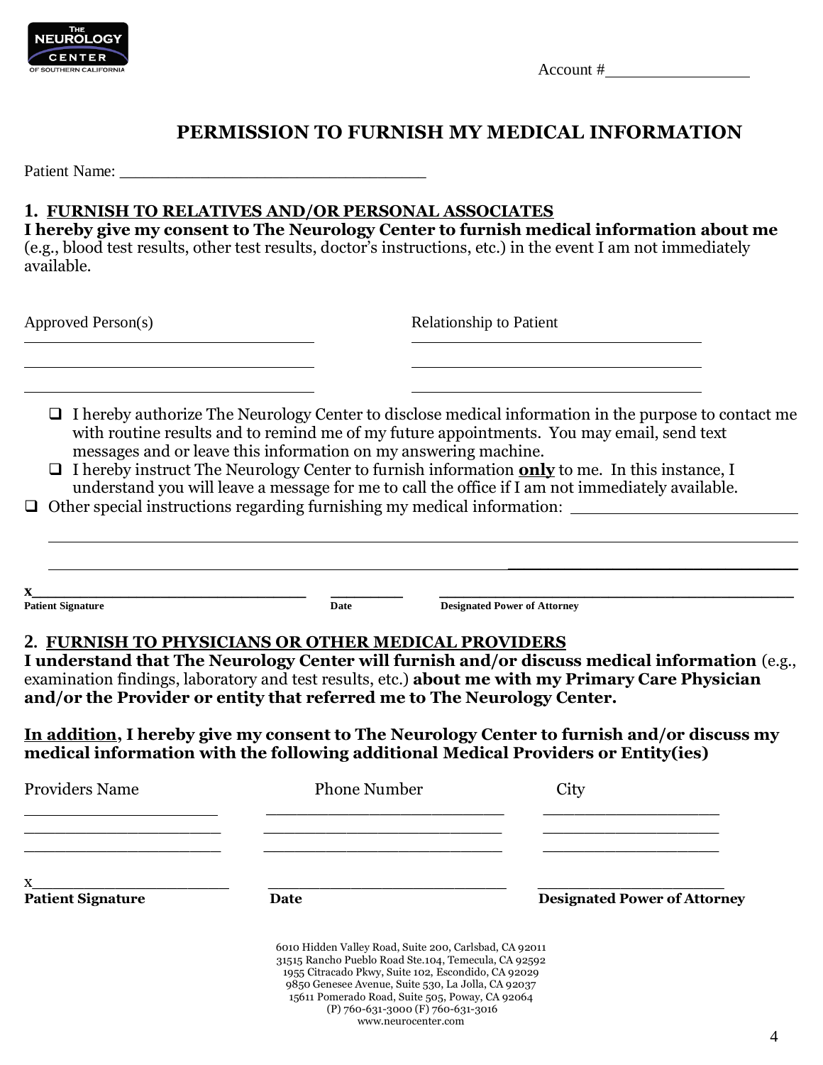THE NEUROLOGY CENTER OF SOUTHERN CALIFORNIA

Account #________________

# PERMISSION TO FURNISH MY MEDICAL INFORMATION

Patient Name: _________________________________

## 1. FURNISH TO RELATIVES AND/OR PERSONAL ASSOCIATES

**I hereby give my consent to The Neurology Center to furnish medical information about me** (e.g., blood test results, other test results, doctor's instructions, etc.) in the event I am not immediately available.

| Approved Person(s) | Relationship to Patient |
| --- | --- |
| ________________________________ | ________________________________ |
| ________________________________ | ________________________________ |
| ________________________________ | ________________________________ |

- ☐ I hereby authorize The Neurology Center to disclose medical information in the purpose to contact me with routine results and to remind me of my future appointments. You may email, send text messages and or leave this information on my answering machine.
- ☐ I hereby instruct The Neurology Center to furnish information **only** to me. In this instance, I understand you will leave a message for me to call the office if I am not immediately available.

☐ Other special instructions regarding furnishing my medical information: ________________________

________________________________________________________________________________

________________________________________________________________________________

x________________________________ ________ ________________________________________

**Patient Signature** **Date** **Designated Power of Attorney**

## 2. FURNISH TO PHYSICIANS OR OTHER MEDICAL PROVIDERS

**I understand that The Neurology Center will furnish and/or discuss medical information** (e.g., examination findings, laboratory and test results, etc.) **about me with my Primary Care Physician and/or the Provider or entity that referred me to The Neurology Center.**

**In addition, I hereby give my consent to The Neurology Center to furnish and/or discuss my medical information with the following additional Medical Providers or Entity(ies)**

| Providers Name | Phone Number | City |
| --- | --- | --- |
| ____________________ | __________________________ | ___________________ |
| ____________________ | __________________________ | ___________________ |
| ____________________ | __________________________ | ___________________ |

x______________________ __________________________ ____________________

**Patient Signature** **Date** **Designated Power of Attorney**

6010 Hidden Valley Road, Suite 200, Carlsbad, CA 92011
31515 Rancho Pueblo Road Ste.104, Temecula, CA 92592
1955 Citracado Pkwy, Suite 102, Escondido, CA 92029
9850 Genesee Avenue, Suite 530, La Jolla, CA 92037
15611 Pomerado Road, Suite 505, Poway, CA 92064
(P) 760-631-3000 (F) 760-631-3016
www.neurocenter.com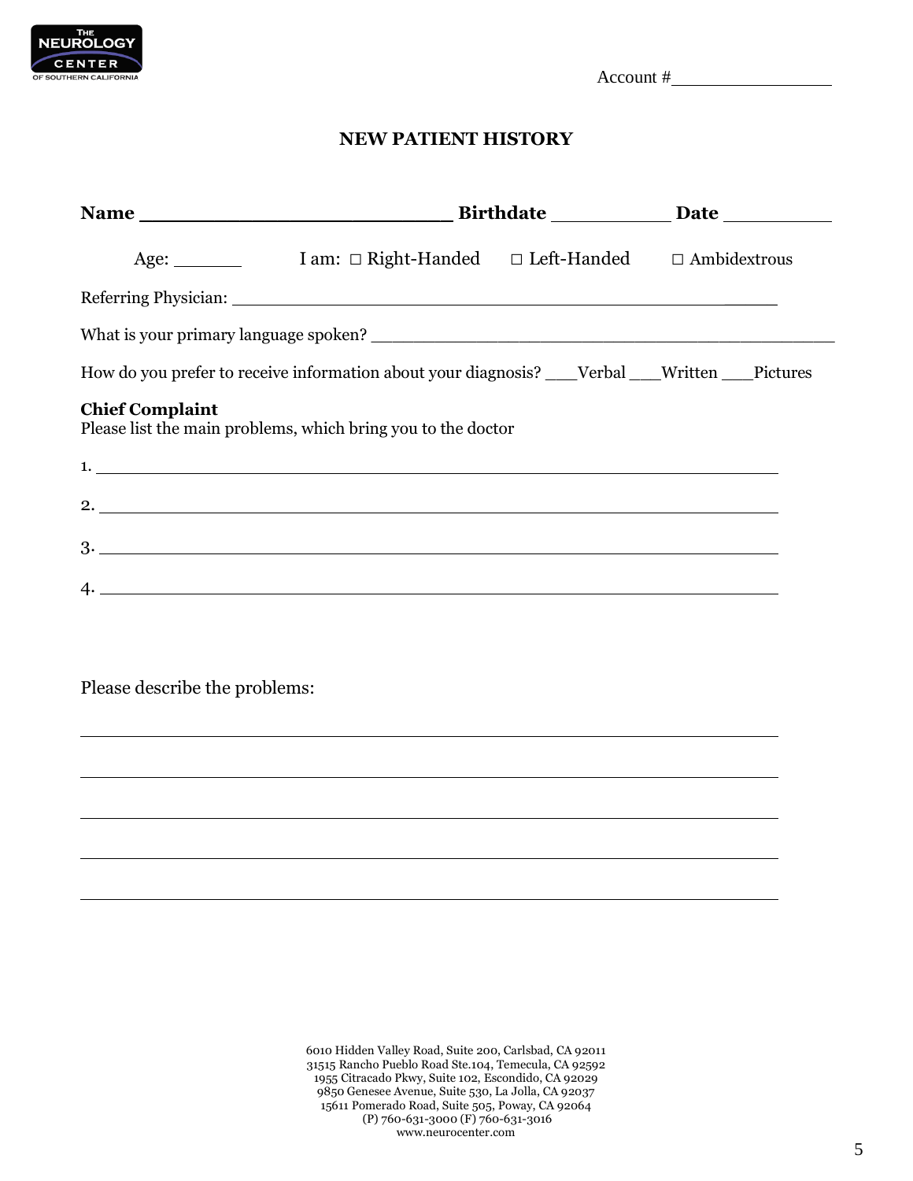THE NEUROLOGY CENTER OF SOUTHERN CALIFORNIA

Account #________________

# NEW PATIENT HISTORY

**Name** __________________________ **Birthdate** __________ **Date** _________

Age: ______ I am: □ Right-Handed □ Left-Handed □ Ambidextrous

Referring Physician: ____________________________________________________

What is your primary language spoken? ___________________________________________

How do you prefer to receive information about your diagnosis? ___Verbal ___Written ___Pictures

**Chief Complaint**
Please list the main problems, which bring you to the doctor

1. ____________________________________________________________

2. ____________________________________________________________

3. ____________________________________________________________

4. ____________________________________________________________

Please describe the problems:

______________________________________________________________

______________________________________________________________

______________________________________________________________

______________________________________________________________

______________________________________________________________

6010 Hidden Valley Road, Suite 200, Carlsbad, CA 92011
31515 Rancho Pueblo Road Ste.104, Temecula, CA 92592
1955 Citracado Pkwy, Suite 102, Escondido, CA 92029
9850 Genesee Avenue, Suite 530, La Jolla, CA 92037
15611 Pomerado Road, Suite 505, Poway, CA 92064
(P) 760-631-3000 (F) 760-631-3016
www.neurocenter.com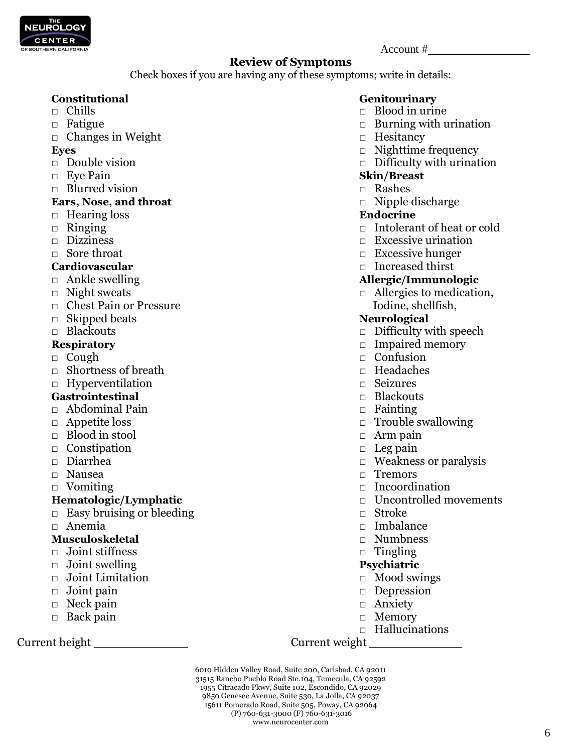THE NEUROLOGY CENTER OF SOUTHERN CALIFORNIA

Account #________________

## Review of Symptoms

Check boxes if you are having any of these symptoms; write in details:

**Constitutional**

- □ Chills
- □ Fatigue
- □ Changes in Weight

**Eyes**

- □ Double vision
- □ Eye Pain
- □ Blurred vision

**Ears, Nose, and throat**

- □ Hearing loss
- □ Ringing
- □ Dizziness
- □ Sore throat

**Cardiovascular**

- □ Ankle swelling
- □ Night sweats
- □ Chest Pain or Pressure
- □ Skipped beats
- □ Blackouts

**Respiratory**

- □ Cough
- □ Shortness of breath
- □ Hyperventilation

**Gastrointestinal**

- □ Abdominal Pain
- □ Appetite loss
- □ Blood in stool
- □ Constipation
- □ Diarrhea
- □ Nausea
- □ Vomiting

**Hematologic/Lymphatic**

- □ Easy bruising or bleeding
- □ Anemia

**Musculoskeletal**

- □ Joint stiffness
- □ Joint swelling
- □ Joint Limitation
- □ Joint pain
- □ Neck pain
- □ Back pain

**Genitourinary**

- □ Blood in urine
- □ Burning with urination
- □ Hesitancy
- □ Nighttime frequency
- □ Difficulty with urination

**Skin/Breast**

- □ Rashes
- □ Nipple discharge

**Endocrine**

- □ Intolerant of heat or cold
- □ Excessive urination
- □ Excessive hunger
- □ Increased thirst

**Allergic/Immunologic**

- □ Allergies to medication, Iodine, shellfish,

**Neurological**

- □ Difficulty with speech
- □ Impaired memory
- □ Confusion
- □ Headaches
- □ Seizures
- □ Blackouts
- □ Fainting
- □ Trouble swallowing
- □ Arm pain
- □ Leg pain
- □ Weakness or paralysis
- □ Tremors
- □ Incoordination
- □ Uncontrolled movements
- □ Stroke
- □ Imbalance
- □ Numbness
- □ Tingling

**Psychiatric**

- □ Mood swings
- □ Depression
- □ Anxiety
- □ Memory
- □ Hallucinations

Current height ______________ Current weight ______________

6010 Hidden Valley Road, Suite 200, Carlsbad, CA 92011
31515 Rancho Pueblo Road Ste.104, Temecula, CA 92592
1955 Citracado Pkwy, Suite 102, Escondido, CA 92029
9850 Genesee Avenue, Suite 530, La Jolla, CA 92037
15611 Pomerado Road, Suite 505, Poway, CA 92064
(P) 760-631-3000 (F) 760-631-3016
www.neurocenter.com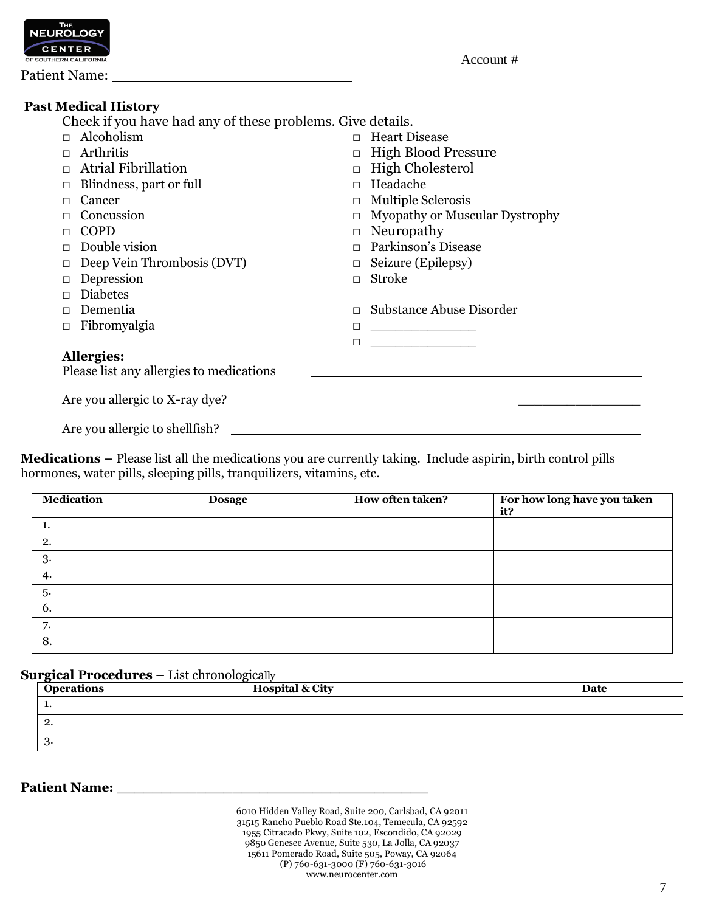THE NEUROLOGY CENTER OF SOUTHERN CALIFORNIA

Patient Name: ____________________________

Account #________________

**Past Medical History**

Check if you have had any of these problems. Give details.

- ☐ Alcoholism
- ☐ Arthritis
- ☐ Atrial Fibrillation
- ☐ Blindness, part or full
- ☐ Cancer
- ☐ Concussion
- ☐ COPD
- ☐ Double vision
- ☐ Deep Vein Thrombosis (DVT)
- ☐ Depression
- ☐ Diabetes
- ☐ Dementia
- ☐ Fibromyalgia
- ☐ Heart Disease
- ☐ High Blood Pressure
- ☐ High Cholesterol
- ☐ Headache
- ☐ Multiple Sclerosis
- ☐ Myopathy or Muscular Dystrophy
- ☐ Neuropathy
- ☐ Parkinson's Disease
- ☐ Seizure (Epilepsy)
- ☐ Stroke
- ☐ Substance Abuse Disorder
- ☐ _____________
- ☐ _____________

**Allergies:**

Please list any allergies to medications ________________________________________

Are you allergic to X-ray dye? ________________________________________

Are you allergic to shellfish? ________________________________________

**Medications –** Please list all the medications you are currently taking. Include aspirin, birth control pills hormones, water pills, sleeping pills, tranquilizers, vitamins, etc.

| Medication | Dosage | How often taken? | For how long have you taken it? |
|---|---|---|---|
| 1. | | | |
| 2. | | | |
| 3. | | | |
| 4. | | | |
| 5. | | | |
| 6. | | | |
| 7. | | | |
| 8. | | | |

**Surgical Procedures –** List chronologically

| Operations | Hospital & City | Date |
|---|---|---|
| 1. | | |
| 2. | | |
| 3. | | |

**Patient Name: ___________________________________**

6010 Hidden Valley Road, Suite 200, Carlsbad, CA 92011
31515 Rancho Pueblo Road Ste.104, Temecula, CA 92592
1955 Citracado Pkwy, Suite 102, Escondido, CA 92029
9850 Genesee Avenue, Suite 530, La Jolla, CA 92037
15611 Pomerado Road, Suite 505, Poway, CA 92064
(P) 760-631-3000 (F) 760-631-3016
www.neurocenter.com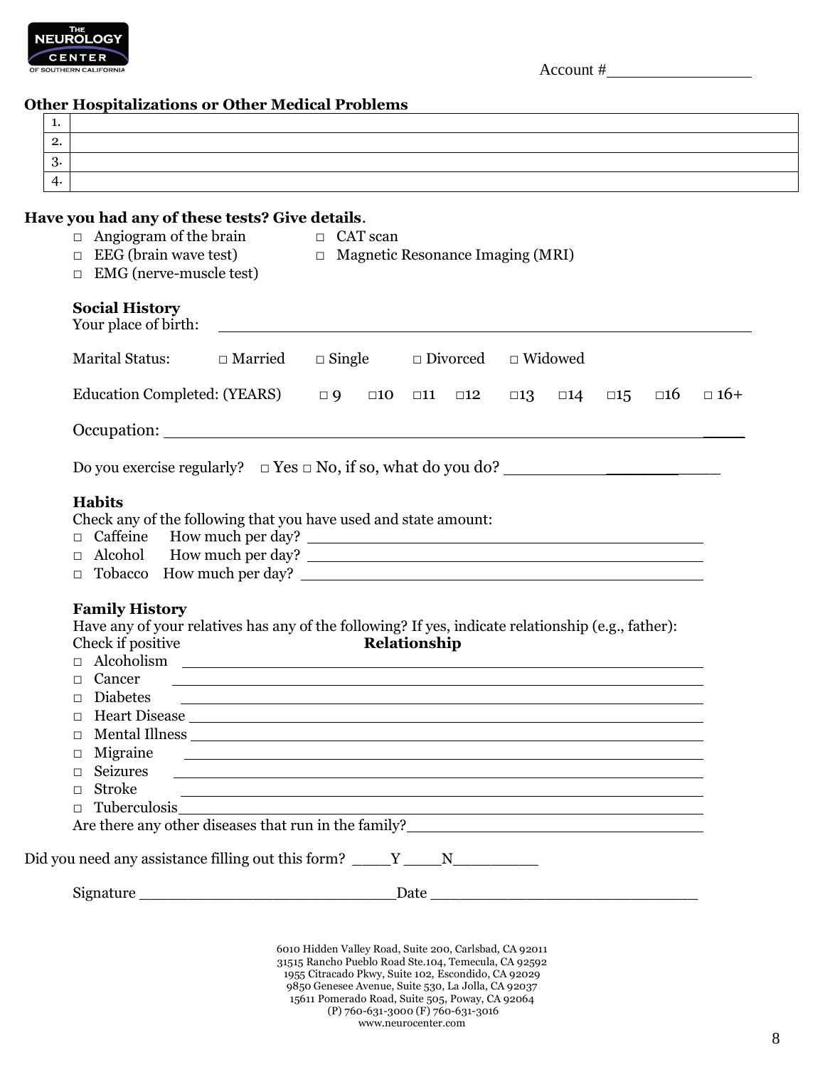Account #________________

**Other Hospitalizations or Other Medical Problems**

| | |
|---|---|
| 1. | |
| 2. | |
| 3. | |
| 4. | |

**Have you had any of these tests? Give details.**

- □ Angiogram of the brain
- □ CAT scan
- □ EEG (brain wave test)
- □ Magnetic Resonance Imaging (MRI)
- □ EMG (nerve-muscle test)

**Social History**

Your place of birth: ____________________________________________

Marital Status: □ Married □ Single □ Divorced □ Widowed

Education Completed: (YEARS) □ 9 □10 □11 □12 □13 □14 □15 □16 □ 16+

Occupation: ____________________________________________

Do you exercise regularly? □ Yes □ No, if so, what do you do? ____________________

**Habits**

Check any of the following that you have used and state amount:

- □ Caffeine How much per day? ______________________________
- □ Alcohol How much per day? ______________________________
- □ Tobacco How much per day? ______________________________

**Family History**

Have any of your relatives has any of the following? If yes, indicate relationship (e.g., father):

Check if positive **Relationship**

- □ Alcoholism ______________________________
- □ Cancer ______________________________
- □ Diabetes ______________________________
- □ Heart Disease ______________________________
- □ Mental Illness ______________________________
- □ Migraine ______________________________
- □ Seizures ______________________________
- □ Stroke ______________________________
- □ Tuberculosis ______________________________

Are there any other diseases that run in the family?______________________________

Did you need any assistance filling out this form? ____Y ____N_________

Signature ____________________________Date ______________________________

6010 Hidden Valley Road, Suite 200, Carlsbad, CA 92011
31515 Rancho Pueblo Road Ste.104, Temecula, CA 92592
1955 Citracado Pkwy, Suite 102, Escondido, CA 92029
9850 Genesee Avenue, Suite 530, La Jolla, CA 92037
15611 Pomerado Road, Suite 505, Poway, CA 92064
(P) 760-631-3000 (F) 760-631-3016
www.neurocenter.com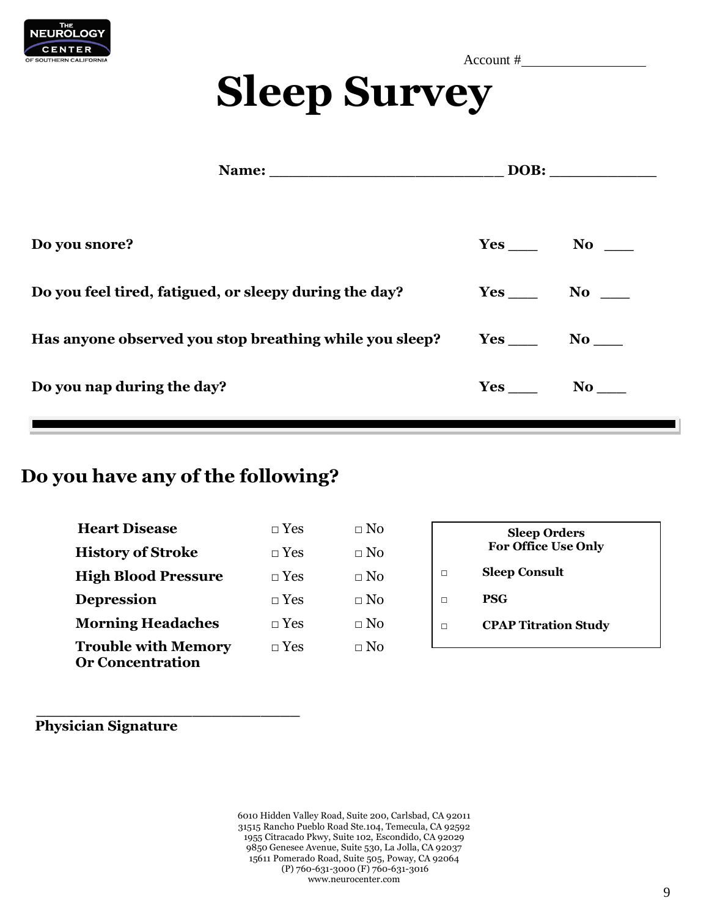THE NEUROLOGY CENTER OF SOUTHERN CALIFORNIA

Account #________________

# Sleep Survey

**Name:** _________________________ **DOB:** ____________

| | | |
|---|---|---|
| **Do you snore?** | **Yes** ___ | **No** ___ |
| **Do you feel tired, fatigued, or sleepy during the day?** | **Yes** ___ | **No** ___ |
| **Has anyone observed you stop breathing while you sleep?** | **Yes** ___ | **No** ___ |
| **Do you nap during the day?** | **Yes** ___ | **No** ___ |

---

## Do you have any of the following?

| | | |
|---|---|---|
| **Heart Disease** | □ Yes | □ No |
| **History of Stroke** | □ Yes | □ No |
| **High Blood Pressure** | □ Yes | □ No |
| **Depression** | □ Yes | □ No |
| **Morning Headaches** | □ Yes | □ No |
| **Trouble with Memory Or Concentration** | □ Yes | □ No |

**Sleep Orders**
**For Office Use Only**

- □ **Sleep Consult**
- □ **PSG**
- □ **CPAP Titration Study**

______________________________
**Physician Signature**

6010 Hidden Valley Road, Suite 200, Carlsbad, CA 92011
31515 Rancho Pueblo Road Ste.104, Temecula, CA 92592
1955 Citracado Pkwy, Suite 102, Escondido, CA 92029
9850 Genesee Avenue, Suite 530, La Jolla, CA 92037
15611 Pomerado Road, Suite 505, Poway, CA 92064
(P) 760-631-3000 (F) 760-631-3016
www.neurocenter.com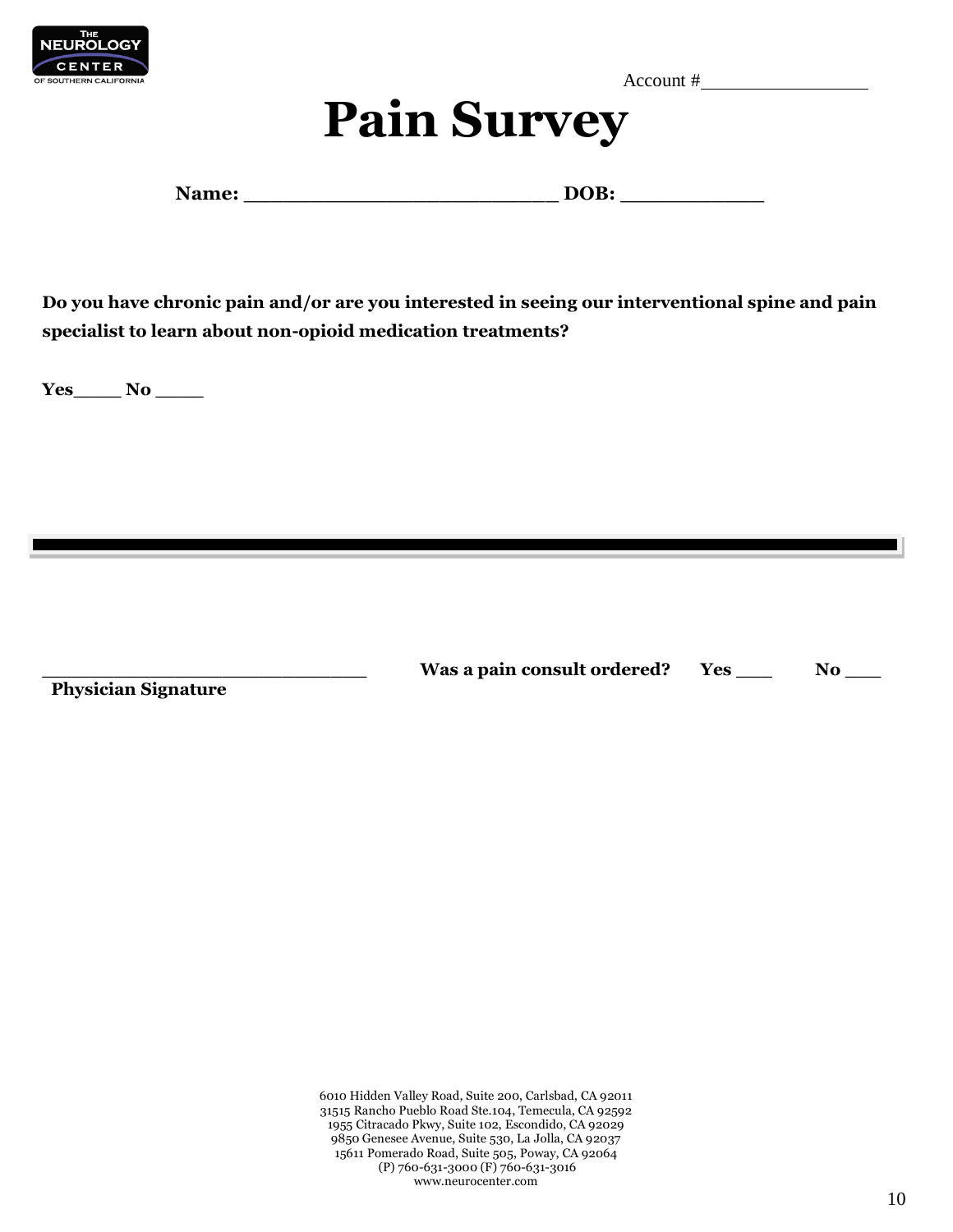Account #________________

# Pain Survey

**Name: ___________________________ DOB: ____________**

**Do you have chronic pain and/or are you interested in seeing our interventional spine and pain specialist to learn about non-opioid medication treatments?**

**Yes____ No ____**

---

_____________________________ **Was a pain consult ordered? Yes ___ No ___**

**Physician Signature**

6010 Hidden Valley Road, Suite 200, Carlsbad, CA 92011
31515 Rancho Pueblo Road Ste.104, Temecula, CA 92592
1955 Citracado Pkwy, Suite 102, Escondido, CA 92029
9850 Genesee Avenue, Suite 530, La Jolla, CA 92037
15611 Pomerado Road, Suite 505, Poway, CA 92064
(P) 760-631-3000 (F) 760-631-3016
www.neurocenter.com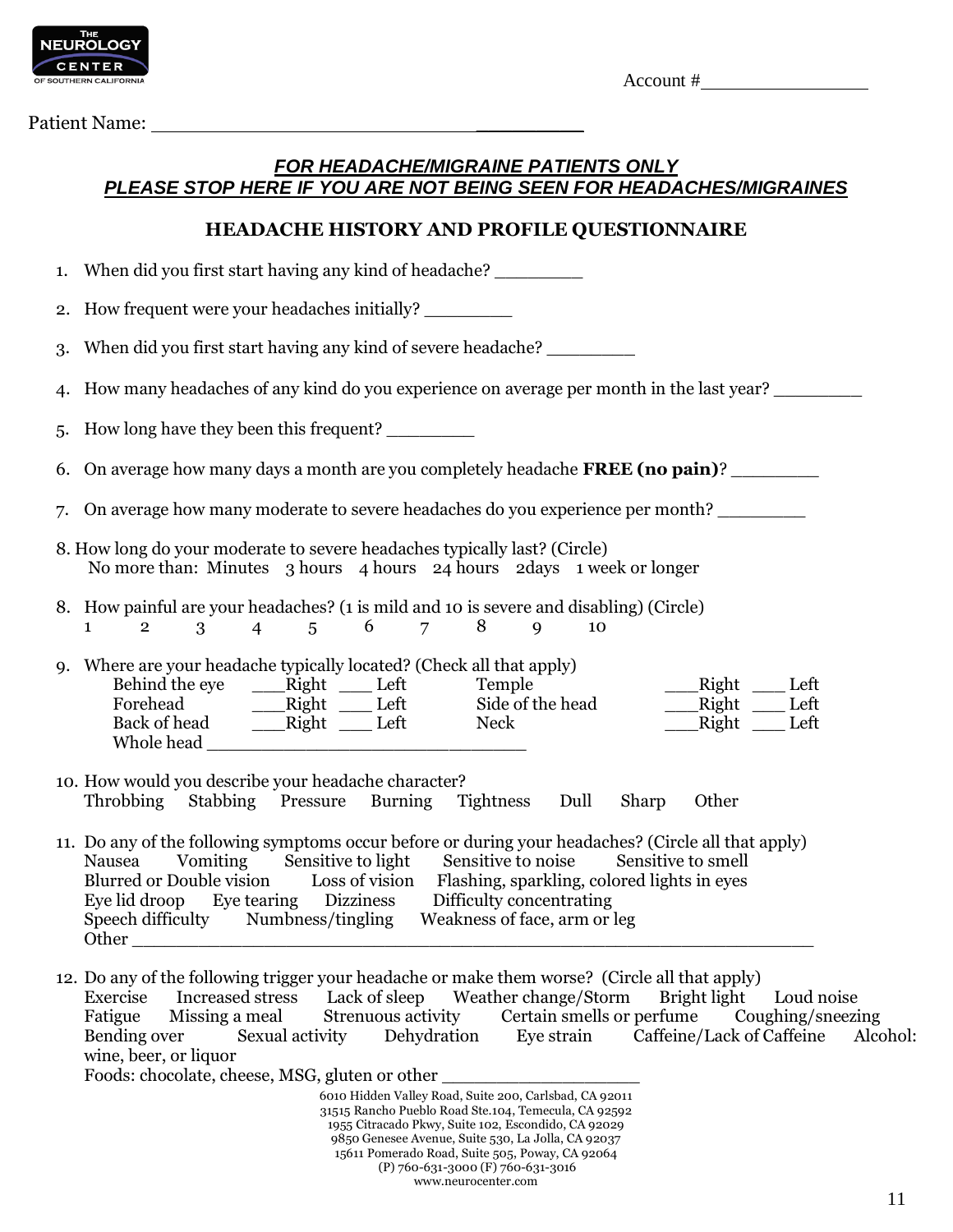THE NEUROLOGY CENTER OF SOUTHERN CALIFORNIA

Account #________________

Patient Name: ______________________________________

***FOR HEADACHE/MIGRAINE PATIENTS ONLY***
***PLEASE STOP HERE IF YOU ARE NOT BEING SEEN FOR HEADACHES/MIGRAINES***

## HEADACHE HISTORY AND PROFILE QUESTIONNAIRE

1. When did you first start having any kind of headache? ________

2. How frequent were your headaches initially? ________

3. When did you first start having any kind of severe headache? ________

4. How many headaches of any kind do you experience on average per month in the last year? ________

5. How long have they been this frequent? ________

6. On average how many days a month are you completely headache **FREE (no pain)**? ________

7. On average how many moderate to severe headaches do you experience per month? ________

8. How long do your moderate to severe headaches typically last? (Circle)
   No more than: Minutes 3 hours 4 hours 24 hours 2days 1 week or longer

8. How painful are your headaches? (1 is mild and 10 is severe and disabling) (Circle)
   1 2 3 4 5 6 7 8 9 10

9. Where are your headache typically located? (Check all that apply)

| | | | | | |
|---|---|---|---|---|---|
| Behind the eye | ___Right | ___ Left | Temple | ___Right | ___ Left |
| Forehead | ___Right | ___ Left | Side of the head | ___Right | ___ Left |
| Back of head | ___Right | ___ Left | Neck | ___Right | ___ Left |

   Whole head ____________________________

10. How would you describe your headache character?
    Throbbing Stabbing Pressure Burning Tightness Dull Sharp Other

11. Do any of the following symptoms occur before or during your headaches? (Circle all that apply)
    Nausea Vomiting Sensitive to light Sensitive to noise Sensitive to smell
    Blurred or Double vision Loss of vision Flashing, sparkling, colored lights in eyes
    Eye lid droop Eye tearing Dizziness Difficulty concentrating
    Speech difficulty Numbness/tingling Weakness of face, arm or leg
    Other ____________________________________________________________

12. Do any of the following trigger your headache or make them worse? (Circle all that apply)
    Exercise Increased stress Lack of sleep Weather change/Storm Bright light Loud noise
    Fatigue Missing a meal Strenuous activity Certain smells or perfume Coughing/sneezing
    Bending over Sexual activity Dehydration Eye strain Caffeine/Lack of Caffeine Alcohol: wine, beer, or liquor
    Foods: chocolate, cheese, MSG, gluten or other __________________

6010 Hidden Valley Road, Suite 200, Carlsbad, CA 92011
31515 Rancho Pueblo Road Ste.104, Temecula, CA 92592
1955 Citracado Pkwy, Suite 102, Escondido, CA 92029
9850 Genesee Avenue, Suite 530, La Jolla, CA 92037
15611 Pomerado Road, Suite 505, Poway, CA 92064
(P) 760-631-3000 (F) 760-631-3016
www.neurocenter.com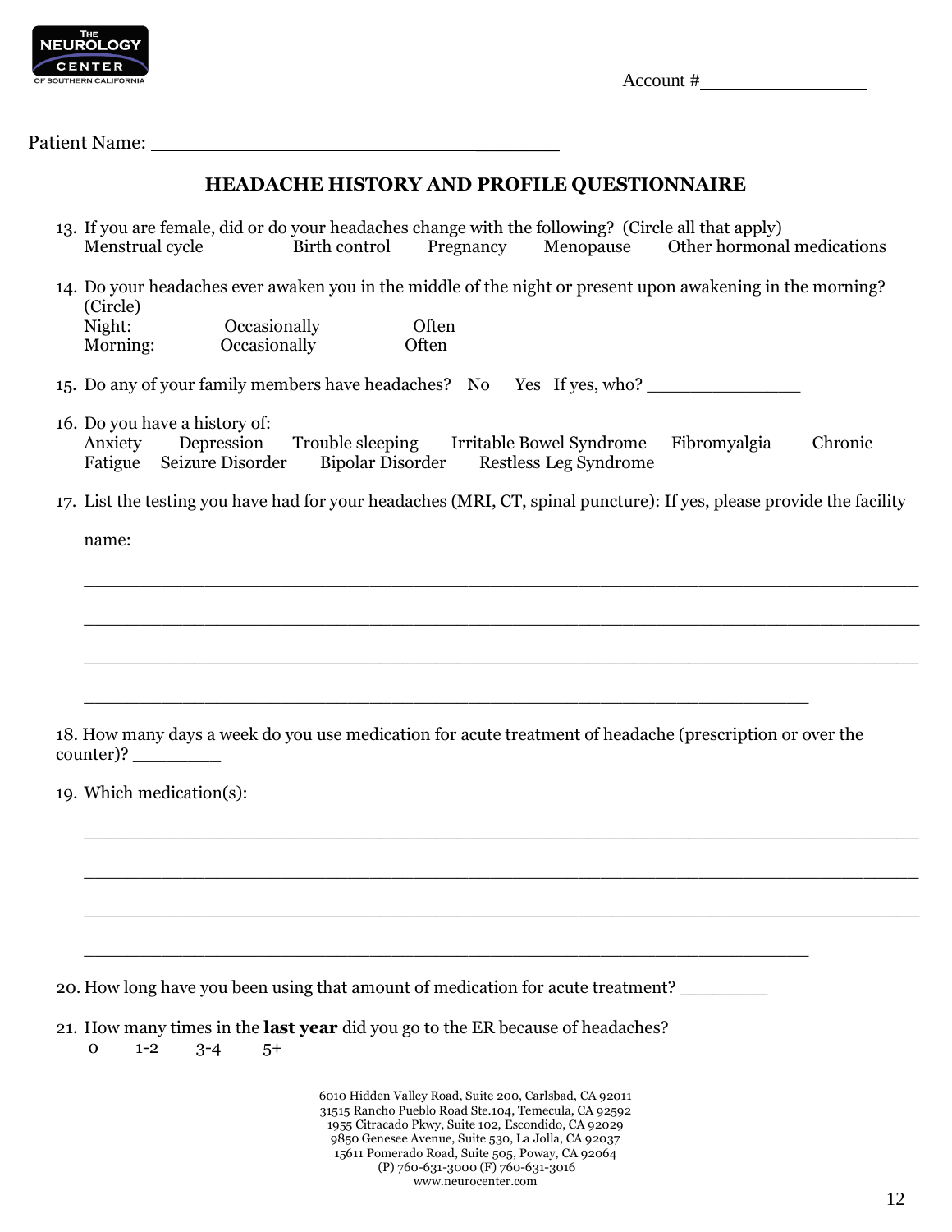THE NEUROLOGY CENTER OF SOUTHERN CALIFORNIA

Account #________________

Patient Name: ___________________________________

## HEADACHE HISTORY AND PROFILE QUESTIONNAIRE

13. If you are female, did or do your headaches change with the following? (Circle all that apply)
    Menstrual cycle    Birth control    Pregnancy    Menopause    Other hormonal medications

14. Do your headaches ever awaken you in the middle of the night or present upon awakening in the morning? (Circle)
    Night:    Occasionally    Often
    Morning:    Occasionally    Often

15. Do any of your family members have headaches?  No  Yes  If yes, who? _______________

16. Do you have a history of:
    Anxiety    Depression    Trouble sleeping    Irritable Bowel Syndrome    Fibromyalgia    Chronic Fatigue    Seizure Disorder    Bipolar Disorder    Restless Leg Syndrome

17. List the testing you have had for your headaches (MRI, CT, spinal puncture): If yes, please provide the facility name:

    ___________________________________________________________________________

    ___________________________________________________________________________

    ___________________________________________________________________________

    _________________________________________________________________

18. How many days a week do you use medication for acute treatment of headache (prescription or over the counter)? ________

19. Which medication(s):

    ___________________________________________________________________________

    ___________________________________________________________________________

    ___________________________________________________________________________

    _________________________________________________________________

20. How long have you been using that amount of medication for acute treatment? ________

21. How many times in the **last year** did you go to the ER because of headaches?
    0    1-2    3-4    5+

6010 Hidden Valley Road, Suite 200, Carlsbad, CA 92011
31515 Rancho Pueblo Road Ste.104, Temecula, CA 92592
1955 Citracado Pkwy, Suite 102, Escondido, CA 92029
9850 Genesee Avenue, Suite 530, La Jolla, CA 92037
15611 Pomerado Road, Suite 505, Poway, CA 92064
(P) 760-631-3000 (F) 760-631-3016
www.neurocenter.com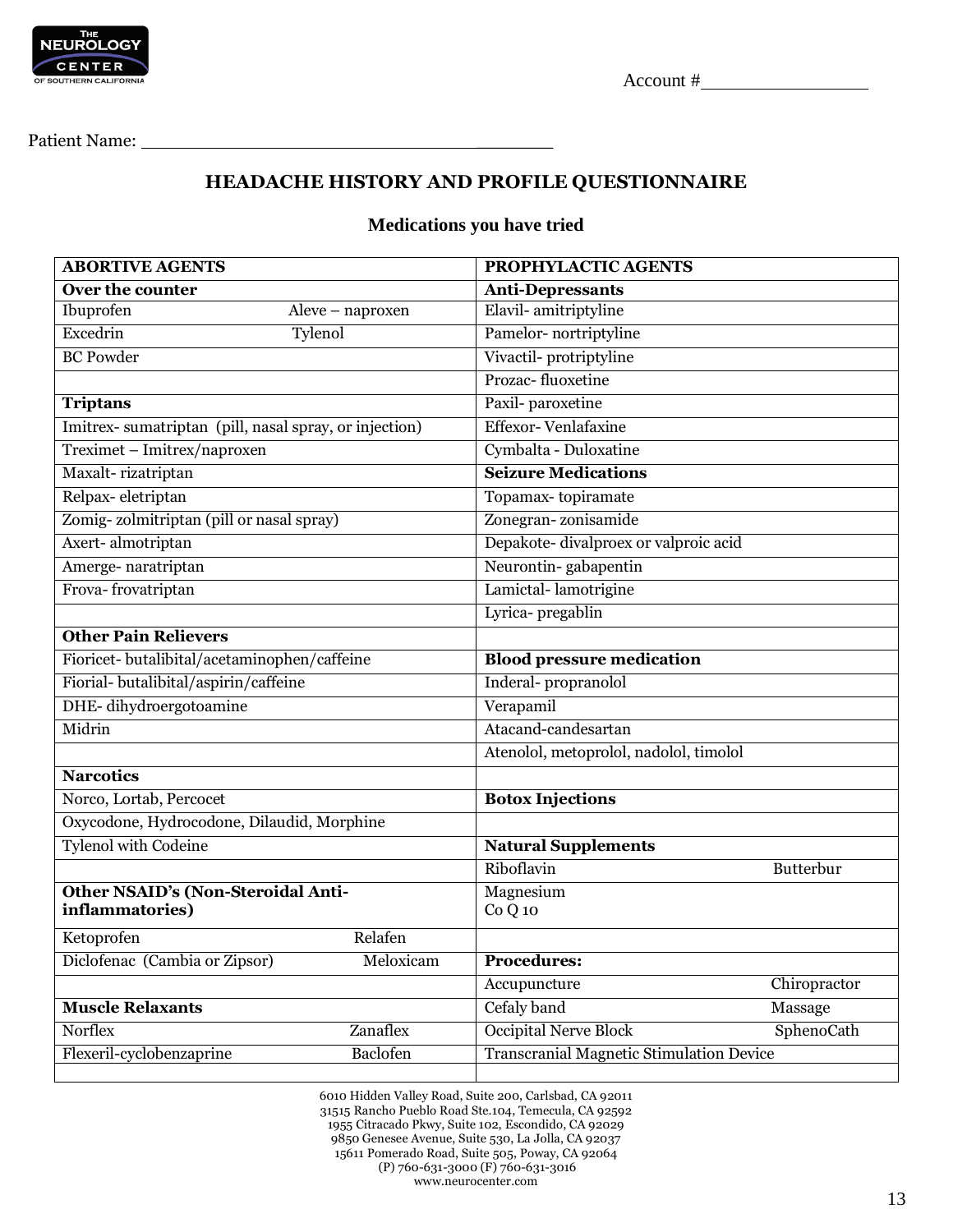Account #\_\_\_\_\_\_\_\_\_\_\_\_\_\_\_\_\_

Patient Name: \_\_\_\_\_\_\_\_\_\_\_\_\_\_\_\_\_\_\_\_\_\_\_\_\_\_\_\_\_\_\_\_\_\_\_\_\_\_\_\_

## HEADACHE HISTORY AND PROFILE QUESTIONNAIRE

### Medications you have tried

| ABORTIVE AGENTS | | PROPHYLACTIC AGENTS | |
|---|---|---|---|
| **Over the counter** | | **Anti-Depressants** | |
| Ibuprofen | Aleve – naproxen | Elavil- amitriptyline | |
| Excedrin | Tylenol | Pamelor- nortriptyline | |
| BC Powder | | Vivactil- protriptyline | |
| | | Prozac- fluoxetine | |
| **Triptans** | | Paxil- paroxetine | |
| Imitrex- sumatriptan (pill, nasal spray, or injection) | | Effexor- Venlafaxine | |
| Treximet – Imitrex/naproxen | | Cymbalta - Duloxatine | |
| Maxalt- rizatriptan | | **Seizure Medications** | |
| Relpax- eletriptan | | Topamax- topiramate | |
| Zomig- zolmitriptan (pill or nasal spray) | | Zonegran- zonisamide | |
| Axert- almotriptan | | Depakote- divalproex or valproic acid | |
| Amerge- naratriptan | | Neurontin- gabapentin | |
| Frova- frovatriptan | | Lamictal- lamotrigine | |
| | | Lyrica- pregablin | |
| **Other Pain Relievers** | | | |
| Fioricet- butalibital/acetaminophen/caffeine | | **Blood pressure medication** | |
| Fiorial- butalibital/aspirin/caffeine | | Inderal- propranolol | |
| DHE- dihydroergotoamine | | Verapamil | |
| Midrin | | Atacand-candesartan | |
| | | Atenolol, metoprolol, nadolol, timolol | |
| **Narcotics** | | | |
| Norco, Lortab, Percocet | | **Botox Injections** | |
| Oxycodone, Hydrocodone, Dilaudid, Morphine | | | |
| Tylenol with Codeine | | **Natural Supplements** | |
| | | Riboflavin | Butterbur |
| **Other NSAID's (Non-Steroidal Anti-inflammatories)** | | Magnesium<br>Co Q 10 | |
| Ketoprofen | Relafen | | |
| Diclofenac (Cambia or Zipsor) | Meloxicam | **Procedures:** | |
| | | Accupuncture | Chiropractor |
| **Muscle Relaxants** | | Cefaly band | Massage |
| Norflex | Zanaflex | Occipital Nerve Block | SphenoCath |
| Flexeril-cyclobenzaprine | Baclofen | Transcranial Magnetic Stimulation Device | |
| | | | |

6010 Hidden Valley Road, Suite 200, Carlsbad, CA 92011
31515 Rancho Pueblo Road Ste.104, Temecula, CA 92592
1955 Citracado Pkwy, Suite 102, Escondido, CA 92029
9850 Genesee Avenue, Suite 530, La Jolla, CA 92037
15611 Pomerado Road, Suite 505, Poway, CA 92064
(P) 760-631-3000 (F) 760-631-3016
www.neurocenter.com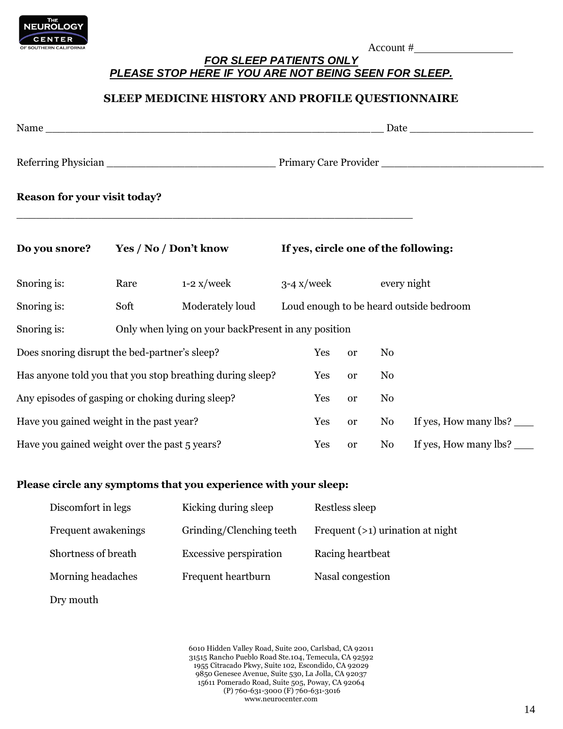Account #________________

***FOR SLEEP PATIENTS ONLY***
***PLEASE STOP HERE IF YOU ARE NOT BEING SEEN FOR SLEEP.***

## SLEEP MEDICINE HISTORY AND PROFILE QUESTIONNAIRE

Name ______________________________________________________ Date ____________________

Referring Physician ___________________________ Primary Care Provider ___________________________

**Reason for your visit today?**

______________________________________________________________

**Do you snore?** **Yes / No / Don't know** **If yes, circle one of the following:**

| | | | | |
|---|---|---|---|---|
| Snoring is: | Rare | 1-2 x/week | 3-4 x/week | every night |
| Snoring is: | Soft | Moderately loud | Loud enough to be heard outside bedroom | |
| Snoring is: | Only when lying on your back | Present in any position | | |

| | | | | |
|---|---|---|---|---|
| Does snoring disrupt the bed-partner's sleep? | Yes | or | No | |
| Has anyone told you that you stop breathing during sleep? | Yes | or | No | |
| Any episodes of gasping or choking during sleep? | Yes | or | No | |
| Have you gained weight in the past year? | Yes | or | No | If yes, How many lbs? ___ |
| Have you gained weight over the past 5 years? | Yes | or | No | If yes, How many lbs? ___ |

**Please circle any symptoms that you experience with your sleep:**

| | | |
|---|---|---|
| Discomfort in legs | Kicking during sleep | Restless sleep |
| Frequent awakenings | Grinding/Clenching teeth | Frequent (>1) urination at night |
| Shortness of breath | Excessive perspiration | Racing heartbeat |
| Morning headaches | Frequent heartburn | Nasal congestion |
| Dry mouth | | |

6010 Hidden Valley Road, Suite 200, Carlsbad, CA 92011
31515 Rancho Pueblo Road Ste.104, Temecula, CA 92592
1955 Citracado Pkwy, Suite 102, Escondido, CA 92029
9850 Genesee Avenue, Suite 530, La Jolla, CA 92037
15611 Pomerado Road, Suite 505, Poway, CA 92064
(P) 760-631-3000 (F) 760-631-3016
www.neurocenter.com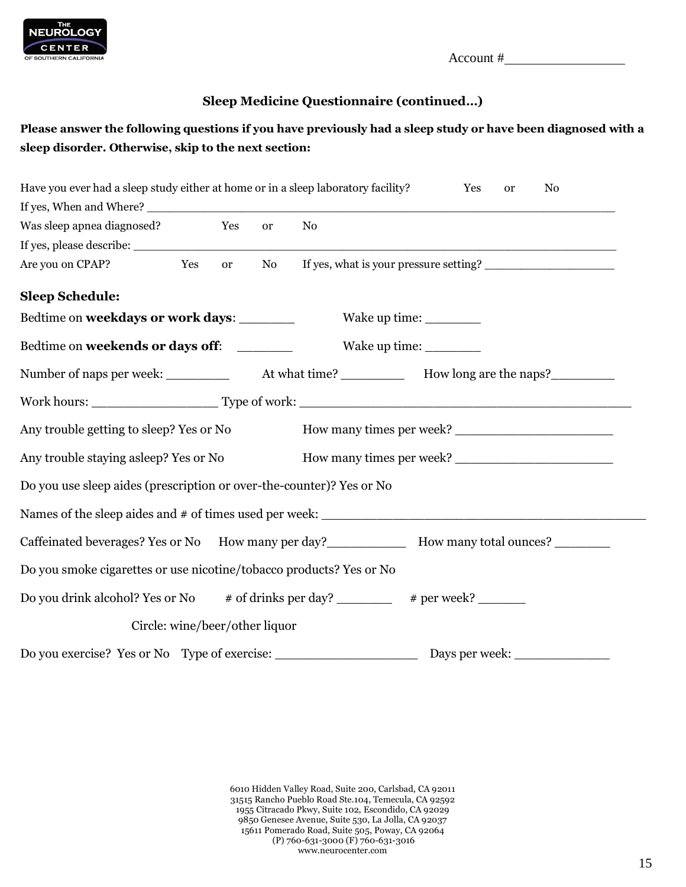THE NEUROLOGY CENTER OF SOUTHERN CALIFORNIA

Account #________________

## Sleep Medicine Questionnaire (continued…)

**Please answer the following questions if you have previously had a sleep study or have been diagnosed with a sleep disorder. Otherwise, skip to the next section:**

Have you ever had a sleep study either at home or in a sleep laboratory facility? Yes or No

If yes, When and Where? ______________________________________________________________

Was sleep apnea diagnosed? Yes or No

If yes, please describe: ______________________________________________________________

Are you on CPAP? Yes or No If yes, what is your pressure setting? __________________

### Sleep Schedule:

Bedtime on **weekdays or work days**: _______ Wake up time: ________

Bedtime on **weekends or days off**: _______ Wake up time: ________

Number of naps per week: _________ At what time? _________ How long are the naps?_________

Work hours: _________________ Type of work: ____________________________________________

Any trouble getting to sleep? Yes or No How many times per week? _____________________

Any trouble staying asleep? Yes or No How many times per week? _____________________

Do you use sleep aides (prescription or over-the-counter)? Yes or No

Names of the sleep aides and # of times used per week: ______________________________________

Caffeinated beverages? Yes or No How many per day?___________ How many total ounces? ________

Do you smoke cigarettes or use nicotine/tobacco products? Yes or No

Do you drink alcohol? Yes or No # of drinks per day? ________ # per week? _______

Circle: wine/beer/other liquor

Do you exercise? Yes or No Type of exercise: ___________________ Days per week: _____________

6010 Hidden Valley Road, Suite 200, Carlsbad, CA 92011
31515 Rancho Pueblo Road Ste.104, Temecula, CA 92592
1955 Citracado Pkwy, Suite 102, Escondido, CA 92029
9850 Genesee Avenue, Suite 530, La Jolla, CA 92037
15611 Pomerado Road, Suite 505, Poway, CA 92064
(P) 760-631-3000 (F) 760-631-3016
www.neurocenter.com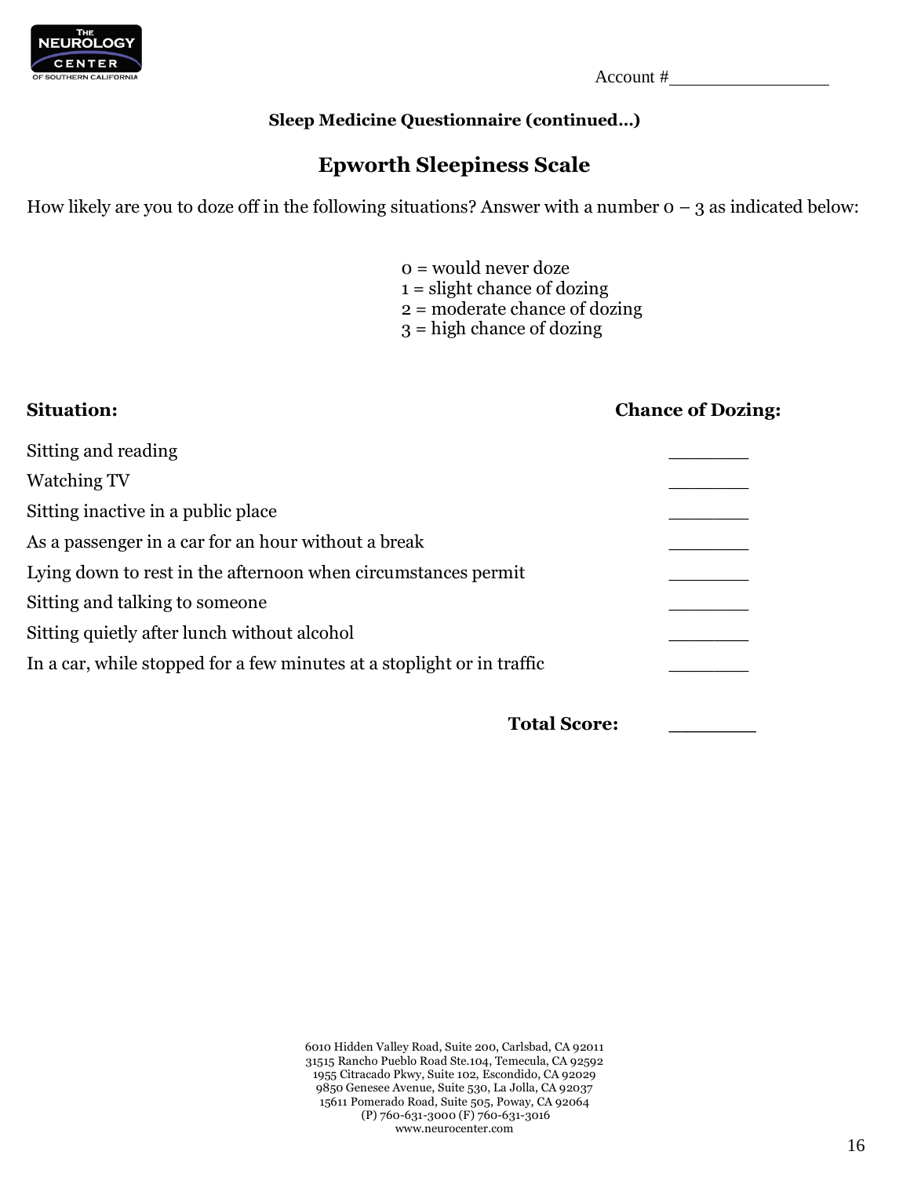Account #________________

**Sleep Medicine Questionnaire (continued…)**

## Epworth Sleepiness Scale

How likely are you to doze off in the following situations? Answer with a number 0 – 3 as indicated below:

0 = would never doze
1 = slight chance of dozing
2 = moderate chance of dozing
3 = high chance of dozing

| **Situation:** | **Chance of Dozing:** |
|---|---|
| Sitting and reading | ________ |
| Watching TV | ________ |
| Sitting inactive in a public place | ________ |
| As a passenger in a car for an hour without a break | ________ |
| Lying down to rest in the afternoon when circumstances permit | ________ |
| Sitting and talking to someone | ________ |
| Sitting quietly after lunch without alcohol | ________ |
| In a car, while stopped for a few minutes at a stoplight or in traffic | ________ |
| **Total Score:** | ________ |

6010 Hidden Valley Road, Suite 200, Carlsbad, CA 92011
31515 Rancho Pueblo Road Ste.104, Temecula, CA 92592
1955 Citracado Pkwy, Suite 102, Escondido, CA 92029
9850 Genesee Avenue, Suite 530, La Jolla, CA 92037
15611 Pomerado Road, Suite 505, Poway, CA 92064
(P) 760-631-3000 (F) 760-631-3016
www.neurocenter.com